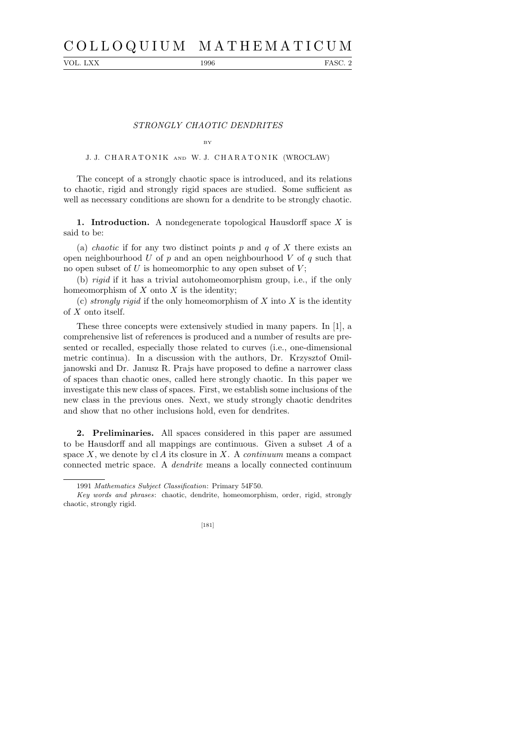# STRONGLY CHAOTIC DENDRITES

BY

J. J. CHARATONIK AND W. J. CHARATONIK (WROCŁAW)

The concept of a strongly chaotic space is introduced, and its relations to chaotic, rigid and strongly rigid spaces are studied. Some sufficient as well as necessary conditions are shown for a dendrite to be strongly chaotic.

**1. Introduction.** A nondegenerate topological Hausdorff space $X$ is said to be:

(a) *chaotic* if for any two distinct points $p$ and $q$ of $X$ there exists an open neighbourhood $U$ of $p$ and an open neighbourhood $V$ of $q$ such that no open subset of $U$ is homeomorphic to any open subset of $V$;

(b) *rigid* if it has a trivial autohomeomorphism group, i.e., if the only homeomorphism of $X$ onto $X$ is the identity;

(c) *strongly rigid* if the only homeomorphism of $X$ into $X$ is the identity of $X$ onto itself.

These three concepts were extensively studied in many papers. In [1], a comprehensive list of references is produced and a number of results are presented or recalled, especially those related to curves (i.e., one-dimensional metric continua). In a discussion with the authors, Dr. Krzysztof Omiljanowski and Dr. Janusz R. Prajs have proposed to define a narrower class of spaces than chaotic ones, called here strongly chaotic. In this paper we investigate this new class of spaces. First, we establish some inclusions of the new class in the previous ones. Next, we study strongly chaotic dendrites and show that no other inclusions hold, even for dendrites.

**2. Preliminaries.** All spaces considered in this paper are assumed to be Hausdorff and all mappings are continuous. Given a subset $A$ of a space $X$, we denote by $\operatorname{cl} A$ its closure in $X$. A *continuum* means a compact connected metric space. A *dendrite* means a locally connected continuum

1991 *Mathematics Subject Classification*: Primary 54F50.

*Key words and phrases*: chaotic, dendrite, homeomorphism, order, rigid, strongly chaotic, strongly rigid.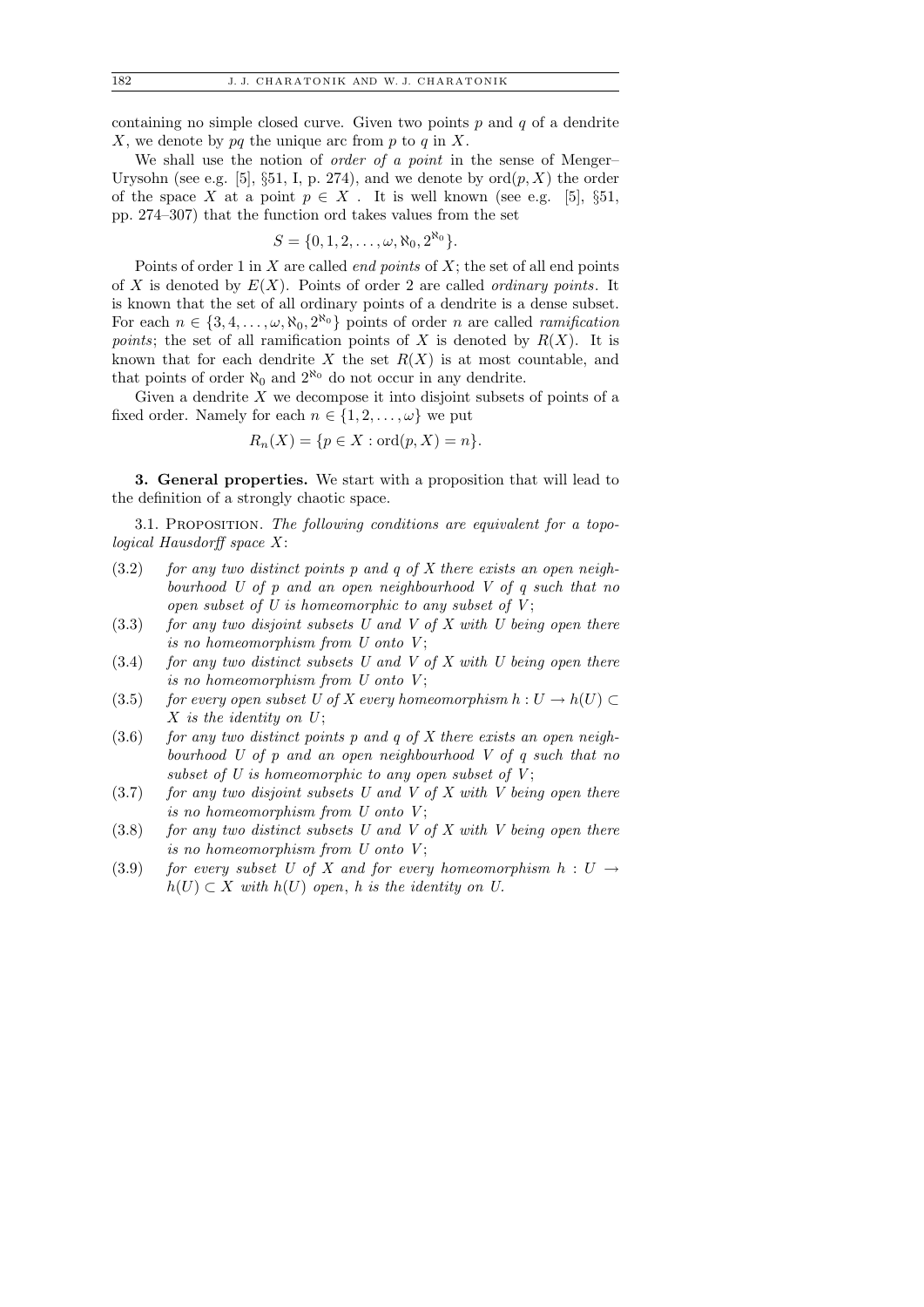containing no simple closed curve. Given two points $p$ and $q$ of a dendrite $X$, we denote by $pq$ the unique arc from $p$ to $q$ in $X$.

We shall use the notion of *order of a point* in the sense of Menger–Urysohn (see e.g. [5], §51, I, p. 274), and we denote by $\mathrm{ord}(p, X)$ the order of the space $X$ at a point $p \in X$. It is well known (see e.g. [5], §51, pp. 274–307) that the function ord takes values from the set

$$S = \{0, 1, 2, \ldots, \omega, \aleph_0, 2^{\aleph_0}\}.$$

Points of order 1 in $X$ are called *end points* of $X$; the set of all end points of $X$ is denoted by $E(X)$. Points of order 2 are called *ordinary points*. It is known that the set of all ordinary points of a dendrite is a dense subset. For each $n \in \{3, 4, \ldots, \omega, \aleph_0, 2^{\aleph_0}\}$ points of order $n$ are called *ramification points*; the set of all ramification points of $X$ is denoted by $R(X)$. It is known that for each dendrite $X$ the set $R(X)$ is at most countable, and that points of order $\aleph_0$ and $2^{\aleph_0}$ do not occur in any dendrite.

Given a dendrite $X$ we decompose it into disjoint subsets of points of a fixed order. Namely for each $n \in \{1, 2, \ldots, \omega\}$ we put

$$R_n(X) = \{p \in X : \mathrm{ord}(p, X) = n\}.$$

**3. General properties.** We start with a proposition that will lead to the definition of a strongly chaotic space.

3.1. Proposition. *The following conditions are equivalent for a topological Hausdorff space $X$:*

- (3.2) *for any two distinct points $p$ and $q$ of $X$ there exists an open neighbourhood $U$ of $p$ and an open neighbourhood $V$ of $q$ such that no open subset of $U$ is homeomorphic to any subset of $V$;*
- (3.3) *for any two disjoint subsets $U$ and $V$ of $X$ with $U$ being open there is no homeomorphism from $U$ onto $V$;*
- (3.4) *for any two distinct subsets $U$ and $V$ of $X$ with $U$ being open there is no homeomorphism from $U$ onto $V$;*
- (3.5) *for every open subset $U$ of $X$ every homeomorphism $h : U \to h(U) \subset X$ is the identity on $U$;*
- (3.6) *for any two distinct points $p$ and $q$ of $X$ there exists an open neighbourhood $U$ of $p$ and an open neighbourhood $V$ of $q$ such that no subset of $U$ is homeomorphic to any open subset of $V$;*
- (3.7) *for any two disjoint subsets $U$ and $V$ of $X$ with $V$ being open there is no homeomorphism from $U$ onto $V$;*
- (3.8) *for any two distinct subsets $U$ and $V$ of $X$ with $V$ being open there is no homeomorphism from $U$ onto $V$;*
- (3.9) *for every subset $U$ of $X$ and for every homeomorphism $h : U \to h(U) \subset X$ with $h(U)$ open, $h$ is the identity on $U$.*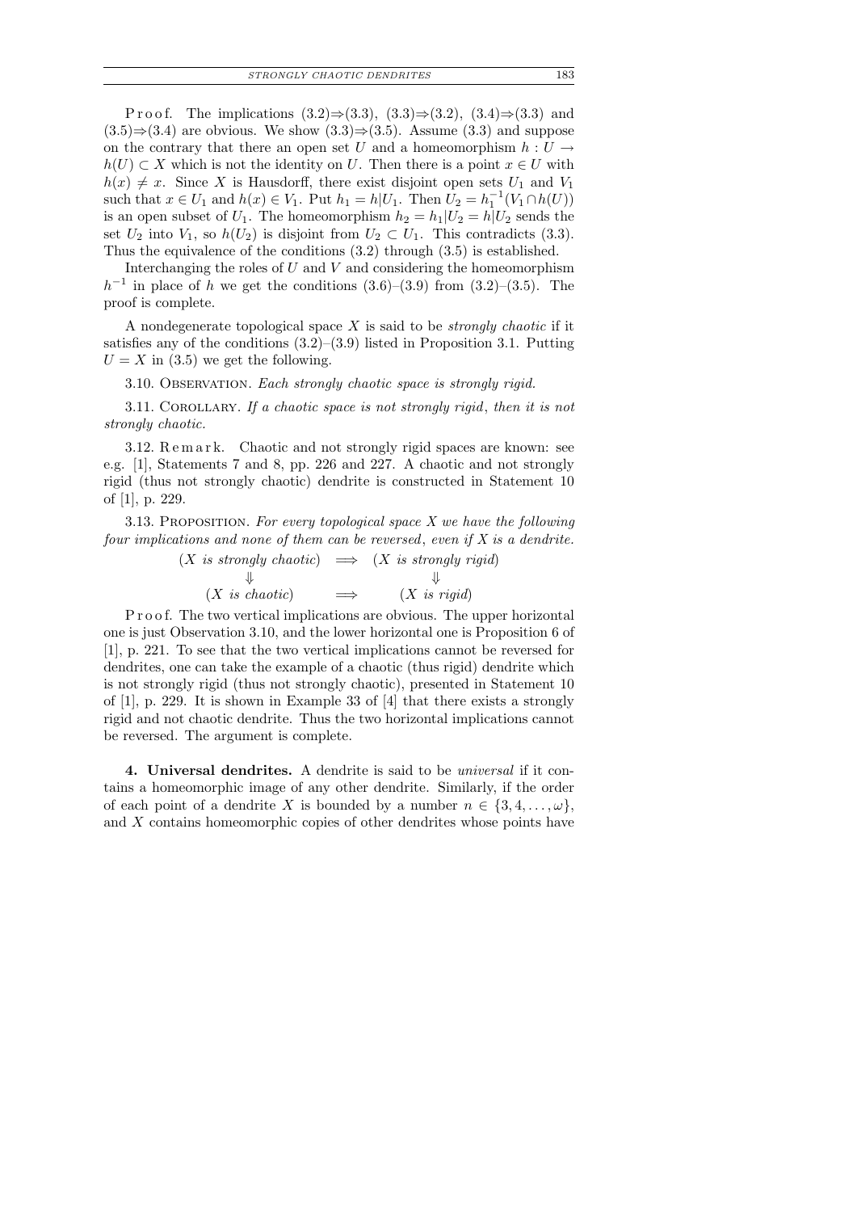Proof. The implications (3.2)⇒(3.3), (3.3)⇒(3.2), (3.4)⇒(3.3) and (3.5)⇒(3.4) are obvious. We show (3.3)⇒(3.5). Assume (3.3) and suppose on the contrary that there an open set $U$ and a homeomorphism $h : U \to h(U) \subset X$ which is not the identity on $U$. Then there is a point $x \in U$ with $h(x) \neq x$. Since $X$ is Hausdorff, there exist disjoint open sets $U_1$ and $V_1$ such that $x \in U_1$ and $h(x) \in V_1$. Put $h_1 = h|U_1$. Then $U_2 = h_1^{-1}(V_1 \cap h(U))$ is an open subset of $U_1$. The homeomorphism $h_2 = h_1|U_2 = h|U_2$ sends the set $U_2$ into $V_1$, so $h(U_2)$ is disjoint from $U_2 \subset U_1$. This contradicts (3.3). Thus the equivalence of the conditions (3.2) through (3.5) is established.

Interchanging the roles of $U$ and $V$ and considering the homeomorphism $h^{-1}$ in place of $h$ we get the conditions (3.6)–(3.9) from (3.2)–(3.5). The proof is complete.

A nondegenerate topological space $X$ is said to be *strongly chaotic* if it satisfies any of the conditions (3.2)–(3.9) listed in Proposition 3.1. Putting $U = X$ in (3.5) we get the following.

3.10. Observation. *Each strongly chaotic space is strongly rigid.*

3.11. Corollary. *If a chaotic space is not strongly rigid, then it is not strongly chaotic.*

3.12. Remark. Chaotic and not strongly rigid spaces are known: see e.g. [1], Statements 7 and 8, pp. 226 and 227. A chaotic and not strongly rigid (thus not strongly chaotic) dendrite is constructed in Statement 10 of [1], p. 229.

3.13. Proposition. *For every topological space $X$ we have the following four implications and none of them can be reversed, even if $X$ is a dendrite.*

$$\begin{array}{ccc} (X \textit{ is strongly chaotic}) & \Longrightarrow & (X \textit{ is strongly rigid}) \\ \Downarrow & & \Downarrow \\ (X \textit{ is chaotic}) & \Longrightarrow & (X \textit{ is rigid}) \end{array}$$

Proof. The two vertical implications are obvious. The upper horizontal one is just Observation 3.10, and the lower horizontal one is Proposition 6 of [1], p. 221. To see that the two vertical implications cannot be reversed for dendrites, one can take the example of a chaotic (thus rigid) dendrite which is not strongly rigid (thus not strongly chaotic), presented in Statement 10 of [1], p. 229. It is shown in Example 33 of [4] that there exists a strongly rigid and not chaotic dendrite. Thus the two horizontal implications cannot be reversed. The argument is complete.

**4. Universal dendrites.** A dendrite is said to be *universal* if it contains a homeomorphic image of any other dendrite. Similarly, if the order of each point of a dendrite $X$ is bounded by a number $n \in \{3, 4, \ldots, \omega\}$, and $X$ contains homeomorphic copies of other dendrites whose points have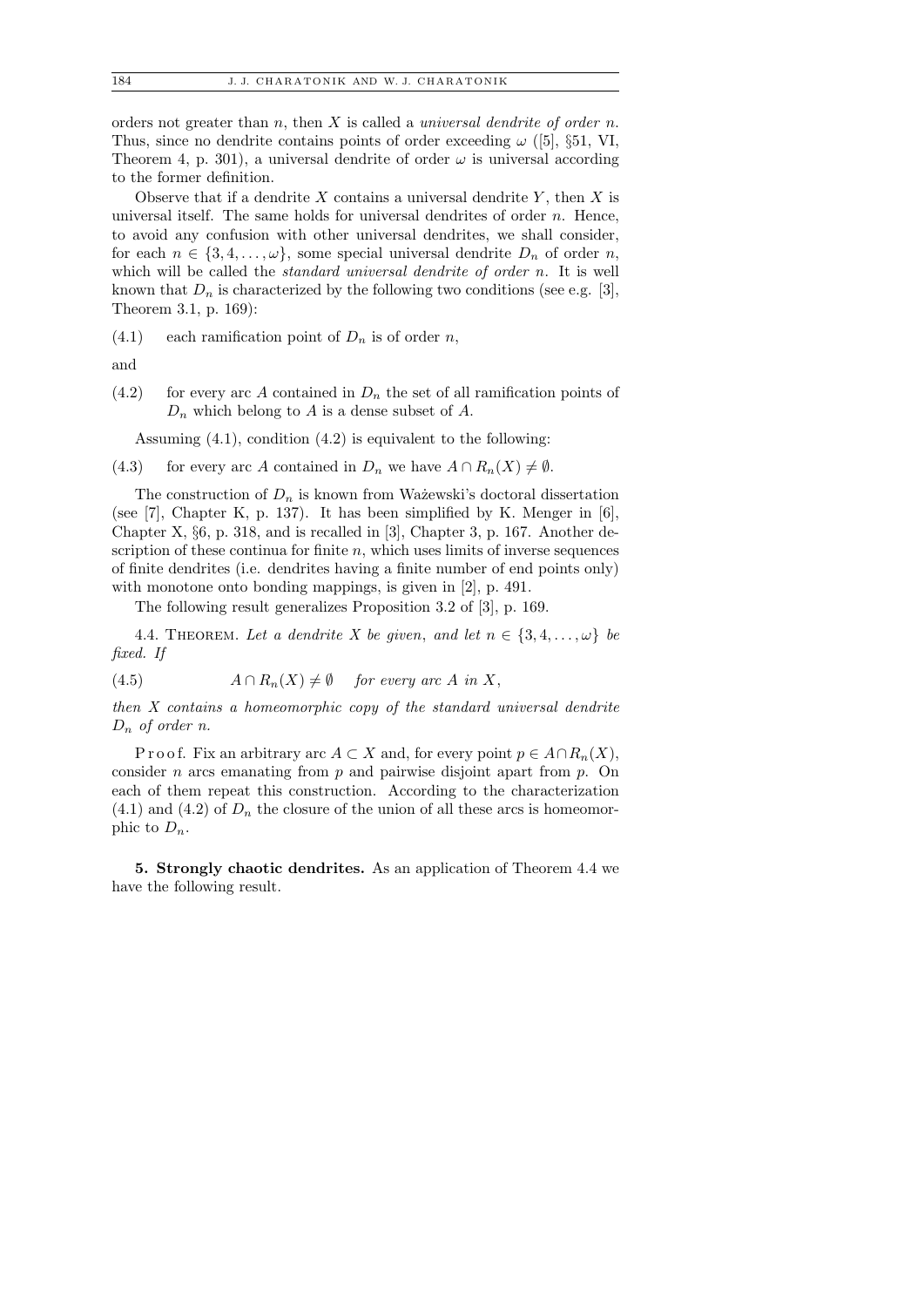orders not greater than $n$, then $X$ is called a *universal dendrite of order* $n$. Thus, since no dendrite contains points of order exceeding $\omega$ ([5], §51, VI, Theorem 4, p. 301), a universal dendrite of order $\omega$ is universal according to the former definition.

Observe that if a dendrite $X$ contains a universal dendrite $Y$, then $X$ is universal itself. The same holds for universal dendrites of order $n$. Hence, to avoid any confusion with other universal dendrites, we shall consider, for each $n \in \{3, 4, \ldots, \omega\}$, some special universal dendrite $D_n$ of order $n$, which will be called the *standard universal dendrite of order* $n$. It is well known that $D_n$ is characterized by the following two conditions (see e.g. [3], Theorem 3.1, p. 169):

(4.1) each ramification point of $D_n$ is of order $n$,

and

(4.2) for every arc $A$ contained in $D_n$ the set of all ramification points of $D_n$ which belong to $A$ is a dense subset of $A$.

Assuming (4.1), condition (4.2) is equivalent to the following:

(4.3) for every arc $A$ contained in $D_n$ we have $A \cap R_n(X) \neq \emptyset$.

The construction of $D_n$ is known from Ważewski's doctoral dissertation (see [7], Chapter K, p. 137). It has been simplified by K. Menger in [6], Chapter X, §6, p. 318, and is recalled in [3], Chapter 3, p. 167. Another description of these continua for finite $n$, which uses limits of inverse sequences of finite dendrites (i.e. dendrites having a finite number of end points only) with monotone onto bonding mappings, is given in [2], p. 491.

The following result generalizes Proposition 3.2 of [3], p. 169.

4.4. Theorem. *Let a dendrite $X$ be given, and let $n \in \{3, 4, \ldots, \omega\}$ be fixed. If*

$$A \cap R_n(X) \neq \emptyset \quad \textit{for every arc } A \textit{ in } X, \tag{4.5}$$

*then $X$ contains a homeomorphic copy of the standard universal dendrite $D_n$ of order $n$.*

Proof. Fix an arbitrary arc $A \subset X$ and, for every point $p \in A \cap R_n(X)$, consider $n$ arcs emanating from $p$ and pairwise disjoint apart from $p$. On each of them repeat this construction. According to the characterization (4.1) and (4.2) of $D_n$ the closure of the union of all these arcs is homeomorphic to $D_n$.

**5. Strongly chaotic dendrites.** As an application of Theorem 4.4 we have the following result.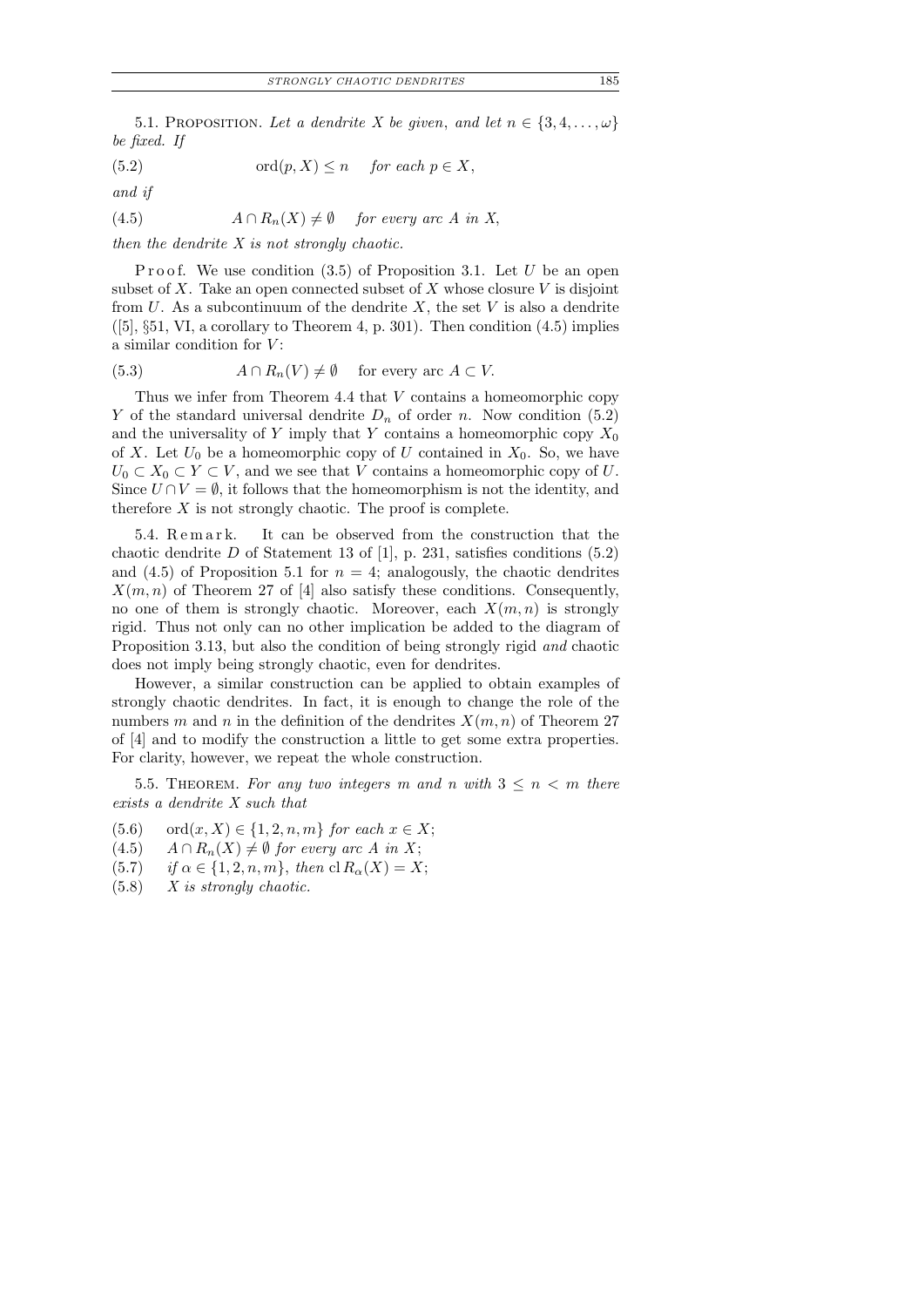5.1. Proposition. *Let a dendrite $X$ be given, and let $n \in \{3, 4, \ldots, \omega\}$ be fixed. If*

$$\operatorname{ord}(p, X) \le n \quad \textit{for each } p \in X, \tag{5.2}$$

*and if*

$$A \cap R_n(X) \neq \emptyset \quad \textit{for every arc } A \textit{ in } X, \tag{4.5}$$

*then the dendrite $X$ is not strongly chaotic.*

Proof. We use condition (3.5) of Proposition 3.1. Let $U$ be an open subset of $X$. Take an open connected subset of $X$ whose closure $V$ is disjoint from $U$. As a subcontinuum of the dendrite $X$, the set $V$ is also a dendrite ([5], §51, VI, a corollary to Theorem 4, p. 301). Then condition (4.5) implies a similar condition for $V$:

$$A \cap R_n(V) \neq \emptyset \quad \text{for every arc } A \subset V. \tag{5.3}$$

Thus we infer from Theorem 4.4 that $V$ contains a homeomorphic copy $Y$ of the standard universal dendrite $D_n$ of order $n$. Now condition (5.2) and the universality of $Y$ imply that $Y$ contains a homeomorphic copy $X_0$ of $X$. Let $U_0$ be a homeomorphic copy of $U$ contained in $X_0$. So, we have $U_0 \subset X_0 \subset Y \subset V$, and we see that $V$ contains a homeomorphic copy of $U$. Since $U \cap V = \emptyset$, it follows that the homeomorphism is not the identity, and therefore $X$ is not strongly chaotic. The proof is complete.

5.4. Remark. It can be observed from the construction that the chaotic dendrite $D$ of Statement 13 of [1], p. 231, satisfies conditions (5.2) and (4.5) of Proposition 5.1 for $n = 4$; analogously, the chaotic dendrites $X(m, n)$ of Theorem 27 of [4] also satisfy these conditions. Consequently, no one of them is strongly chaotic. Moreover, each $X(m, n)$ is strongly rigid. Thus not only can no other implication be added to the diagram of Proposition 3.13, but also the condition of being strongly rigid *and* chaotic does not imply being strongly chaotic, even for dendrites.

However, a similar construction can be applied to obtain examples of strongly chaotic dendrites. In fact, it is enough to change the role of the numbers $m$ and $n$ in the definition of the dendrites $X(m, n)$ of Theorem 27 of [4] and to modify the construction a little to get some extra properties. For clarity, however, we repeat the whole construction.

5.5. Theorem. *For any two integers $m$ and $n$ with $3 \le n < m$ there exists a dendrite $X$ such that*

(5.6) $\operatorname{ord}(x, X) \in \{1, 2, n, m\}$ *for each* $x \in X$;

(4.5) $A \cap R_n(X) \neq \emptyset$ *for every arc* $A$ *in* $X$;

(5.7) *if* $\alpha \in \{1, 2, n, m\}$, *then* $\operatorname{cl} R_\alpha(X) = X$;

(5.8) $X$ *is strongly chaotic.*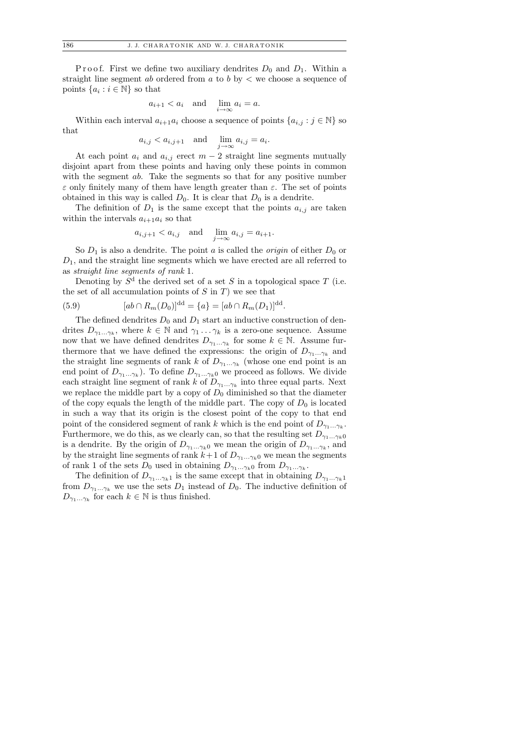Proof. First we define two auxiliary dendrites $D_0$ and $D_1$. Within a straight line segment $ab$ ordered from $a$ to $b$ by $<$ we choose a sequence of points $\{a_i : i \in \mathbb{N}\}$ so that

$$a_{i+1} < a_i \quad \text{and} \quad \lim_{i\to\infty} a_i = a.$$

Within each interval $a_{i+1}a_i$ choose a sequence of points $\{a_{i,j} : j \in \mathbb{N}\}$ so that

$$a_{i,j} < a_{i,j+1} \quad \text{and} \quad \lim_{j\to\infty} a_{i,j} = a_i.$$

At each point $a_i$ and $a_{i,j}$ erect $m-2$ straight line segments mutually disjoint apart from these points and having only these points in common with the segment $ab$. Take the segments so that for any positive number $\varepsilon$ only finitely many of them have length greater than $\varepsilon$. The set of points obtained in this way is called $D_0$. It is clear that $D_0$ is a dendrite.

The definition of $D_1$ is the same except that the points $a_{i,j}$ are taken within the intervals $a_{i+1}a_i$ so that

$$a_{i,j+1} < a_{i,j} \quad \text{and} \quad \lim_{j\to\infty} a_{i,j} = a_{i+1}.$$

So $D_1$ is also a dendrite. The point $a$ is called the *origin* of either $D_0$ or $D_1$, and the straight line segments which we have erected are all referred to as *straight line segments of rank* 1.

Denoting by $S^{\mathrm{d}}$ the derived set of a set $S$ in a topological space $T$ (i.e. the set of all accumulation points of $S$ in $T$) we see that

$$[ab \cap R_m(D_0)]^{\mathrm{dd}} = \{a\} = [ab \cap R_m(D_1)]^{\mathrm{dd}}. \tag{5.9}$$

The defined dendrites $D_0$ and $D_1$ start an inductive construction of dendrites $D_{\gamma_1\ldots\gamma_k}$, where $k \in \mathbb{N}$ and $\gamma_1 \ldots \gamma_k$ is a zero-one sequence. Assume now that we have defined dendrites $D_{\gamma_1\ldots\gamma_k}$ for some $k \in \mathbb{N}$. Assume furthermore that we have defined the expressions: the origin of $D_{\gamma_1\ldots\gamma_k}$ and the straight line segments of rank $k$ of $D_{\gamma_1\ldots\gamma_k}$ (whose one end point is an end point of $D_{\gamma_1\ldots\gamma_k}$). To define $D_{\gamma_1\ldots\gamma_k 0}$ we proceed as follows. We divide each straight line segment of rank $k$ of $D_{\gamma_1\ldots\gamma_k}$ into three equal parts. Next we replace the middle part by a copy of $D_0$ diminished so that the diameter of the copy equals the length of the middle part. The copy of $D_0$ is located in such a way that its origin is the closest point of the copy to that end point of the considered segment of rank $k$ which is the end point of $D_{\gamma_1\ldots\gamma_k}$. Furthermore, we do this, as we clearly can, so that the resulting set $D_{\gamma_1\ldots\gamma_k 0}$ is a dendrite. By the origin of $D_{\gamma_1\ldots\gamma_k 0}$ we mean the origin of $D_{\gamma_1\ldots\gamma_k}$, and by the straight line segments of rank $k+1$ of $D_{\gamma_1\ldots\gamma_k 0}$ we mean the segments of rank 1 of the sets $D_0$ used in obtaining $D_{\gamma_1\ldots\gamma_k 0}$ from $D_{\gamma_1\ldots\gamma_k}$.

The definition of $D_{\gamma_1\ldots\gamma_k 1}$ is the same except that in obtaining $D_{\gamma_1\ldots\gamma_k 1}$ from $D_{\gamma_1\ldots\gamma_k}$ we use the sets $D_1$ instead of $D_0$. The inductive definition of $D_{\gamma_1\ldots\gamma_k}$ for each $k \in \mathbb{N}$ is thus finished.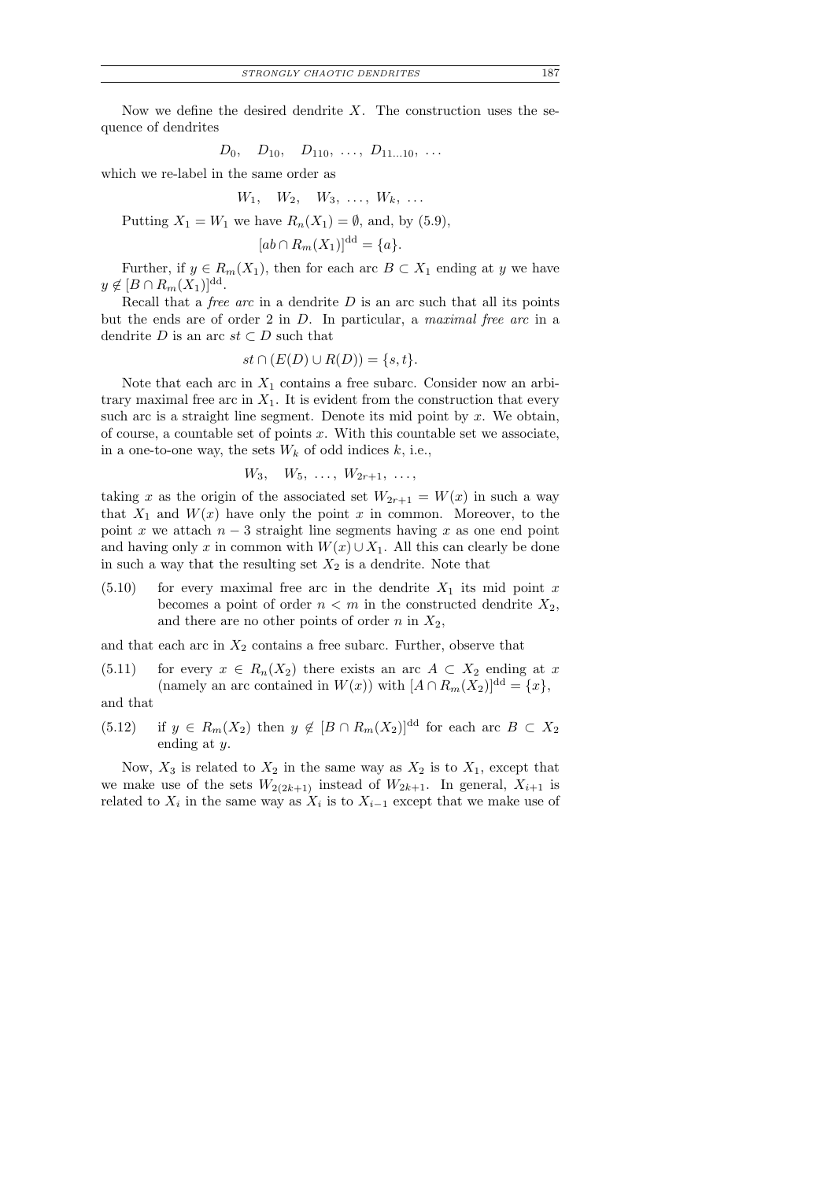Now we define the desired dendrite $X$. The construction uses the sequence of dendrites

$$D_0, \quad D_{10}, \quad D_{110}, \; \ldots, \; D_{11\ldots10}, \; \ldots$$

which we re-label in the same order as

$$W_1, \quad W_2, \quad W_3, \; \ldots, \; W_k, \; \ldots$$

Putting $X_1 = W_1$ we have $R_n(X_1) = \emptyset$, and, by (5.9),

$$[ab \cap R_m(X_1)]^{\mathrm{dd}} = \{a\}.$$

Further, if $y \in R_m(X_1)$, then for each arc $B \subset X_1$ ending at $y$ we have $y \notin [B \cap R_m(X_1)]^{\mathrm{dd}}$.

Recall that a *free arc* in a dendrite $D$ is an arc such that all its points but the ends are of order 2 in $D$. In particular, a *maximal free arc* in a dendrite $D$ is an arc $st \subset D$ such that

$$st \cap (E(D) \cup R(D)) = \{s, t\}.$$

Note that each arc in $X_1$ contains a free subarc. Consider now an arbitrary maximal free arc in $X_1$. It is evident from the construction that every such arc is a straight line segment. Denote its mid point by $x$. We obtain, of course, a countable set of points $x$. With this countable set we associate, in a one-to-one way, the sets $W_k$ of odd indices $k$, i.e.,

$$W_3, \quad W_5, \; \ldots, \; W_{2r+1}, \; \ldots,$$

taking $x$ as the origin of the associated set $W_{2r+1} = W(x)$ in such a way that $X_1$ and $W(x)$ have only the point $x$ in common. Moreover, to the point $x$ we attach $n - 3$ straight line segments having $x$ as one end point and having only $x$ in common with $W(x) \cup X_1$. All this can clearly be done in such a way that the resulting set $X_2$ is a dendrite. Note that

(5.10) for every maximal free arc in the dendrite $X_1$ its mid point $x$ becomes a point of order $n < m$ in the constructed dendrite $X_2$, and there are no other points of order $n$ in $X_2$,

and that each arc in $X_2$ contains a free subarc. Further, observe that

(5.11) for every $x \in R_n(X_2)$ there exists an arc $A \subset X_2$ ending at $x$ (namely an arc contained in $W(x)$) with $[A \cap R_m(X_2)]^{\mathrm{dd}} = \{x\}$,

and that

(5.12) if $y \in R_m(X_2)$ then $y \notin [B \cap R_m(X_2)]^{\mathrm{dd}}$ for each arc $B \subset X_2$ ending at $y$.

Now, $X_3$ is related to $X_2$ in the same way as $X_2$ is to $X_1$, except that we make use of the sets $W_{2(2k+1)}$ instead of $W_{2k+1}$. In general, $X_{i+1}$ is related to $X_i$ in the same way as $X_i$ is to $X_{i-1}$ except that we make use of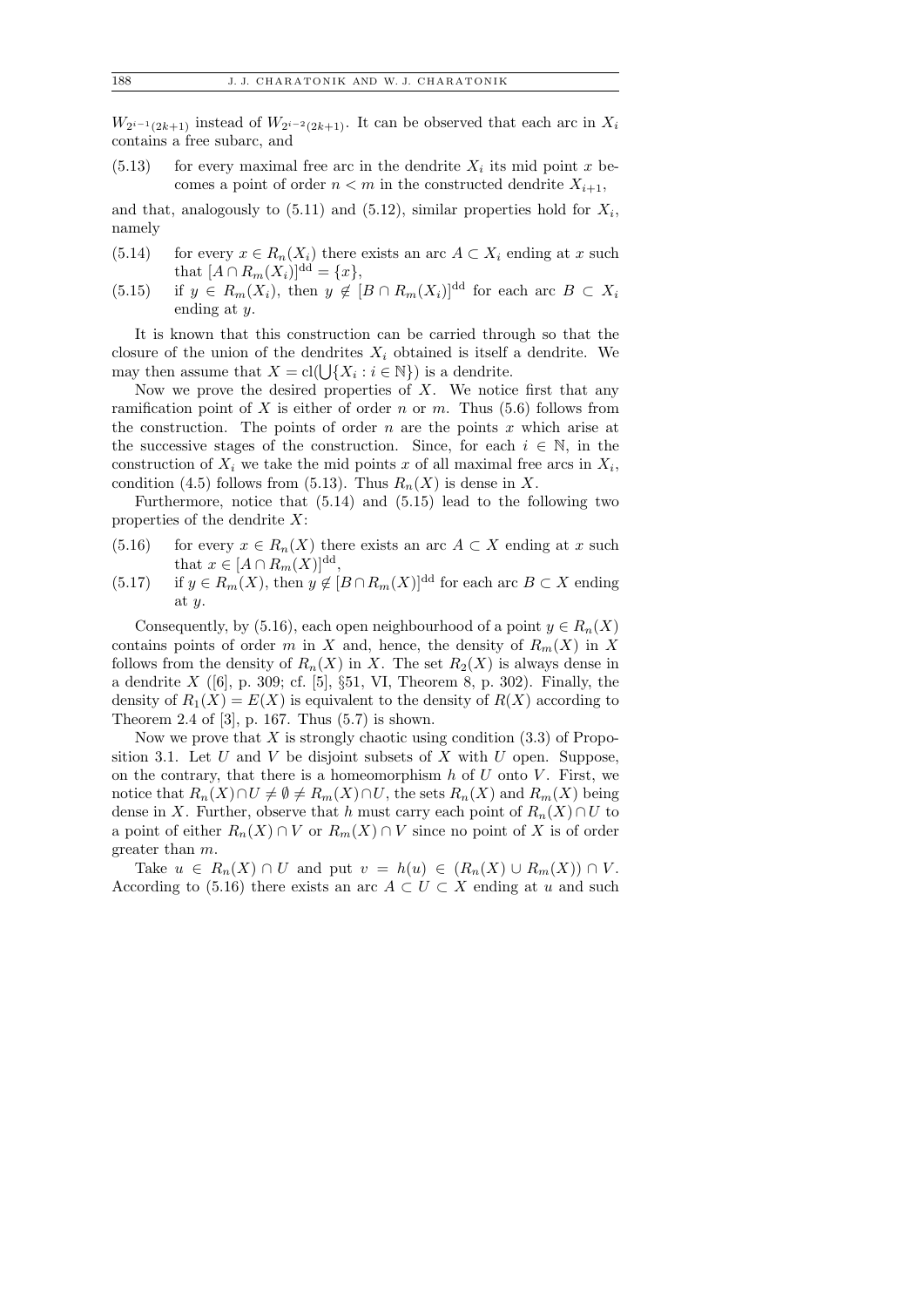$W_{2^{i-1}(2k+1)}$ instead of $W_{2^{i-2}(2k+1)}$. It can be observed that each arc in $X_i$ contains a free subarc, and

(5.13) for every maximal free arc in the dendrite $X_i$ its mid point $x$ becomes a point of order $n < m$ in the constructed dendrite $X_{i+1}$,

and that, analogously to (5.11) and (5.12), similar properties hold for $X_i$, namely

(5.14) for every $x \in R_n(X_i)$ there exists an arc $A \subset X_i$ ending at $x$ such that $[A \cap R_m(X_i)]^{\mathrm{dd}} = \{x\}$,

(5.15) if $y \in R_m(X_i)$, then $y \notin [B \cap R_m(X_i)]^{\mathrm{dd}}$ for each arc $B \subset X_i$ ending at $y$.

It is known that this construction can be carried through so that the closure of the union of the dendrites $X_i$ obtained is itself a dendrite. We may then assume that $X = \mathrm{cl}(\bigcup\{X_i : i \in \mathbb{N}\})$ is a dendrite.

Now we prove the desired properties of $X$. We notice first that any ramification point of $X$ is either of order $n$ or $m$. Thus (5.6) follows from the construction. The points of order $n$ are the points $x$ which arise at the successive stages of the construction. Since, for each $i \in \mathbb{N}$, in the construction of $X_i$ we take the mid points $x$ of all maximal free arcs in $X_i$, condition (4.5) follows from (5.13). Thus $R_n(X)$ is dense in $X$.

Furthermore, notice that (5.14) and (5.15) lead to the following two properties of the dendrite $X$:

(5.16) for every $x \in R_n(X)$ there exists an arc $A \subset X$ ending at $x$ such that $x \in [A \cap R_m(X)]^{\mathrm{dd}}$,

(5.17) if $y \in R_m(X)$, then $y \notin [B \cap R_m(X)]^{\mathrm{dd}}$ for each arc $B \subset X$ ending at $y$.

Consequently, by (5.16), each open neighbourhood of a point $y \in R_n(X)$ contains points of order $m$ in $X$ and, hence, the density of $R_m(X)$ in $X$ follows from the density of $R_n(X)$ in $X$. The set $R_2(X)$ is always dense in a dendrite $X$ ([6], p. 309; cf. [5], §51, VI, Theorem 8, p. 302). Finally, the density of $R_1(X) = E(X)$ is equivalent to the density of $R(X)$ according to Theorem 2.4 of [3], p. 167. Thus (5.7) is shown.

Now we prove that $X$ is strongly chaotic using condition (3.3) of Proposition 3.1. Let $U$ and $V$ be disjoint subsets of $X$ with $U$ open. Suppose, on the contrary, that there is a homeomorphism $h$ of $U$ onto $V$. First, we notice that $R_n(X) \cap U \neq \emptyset \neq R_m(X) \cap U$, the sets $R_n(X)$ and $R_m(X)$ being dense in $X$. Further, observe that $h$ must carry each point of $R_n(X) \cap U$ to a point of either $R_n(X) \cap V$ or $R_m(X) \cap V$ since no point of $X$ is of order greater than $m$.

Take $u \in R_n(X) \cap U$ and put $v = h(u) \in (R_n(X) \cup R_m(X)) \cap V$. According to (5.16) there exists an arc $A \subset U \subset X$ ending at $u$ and such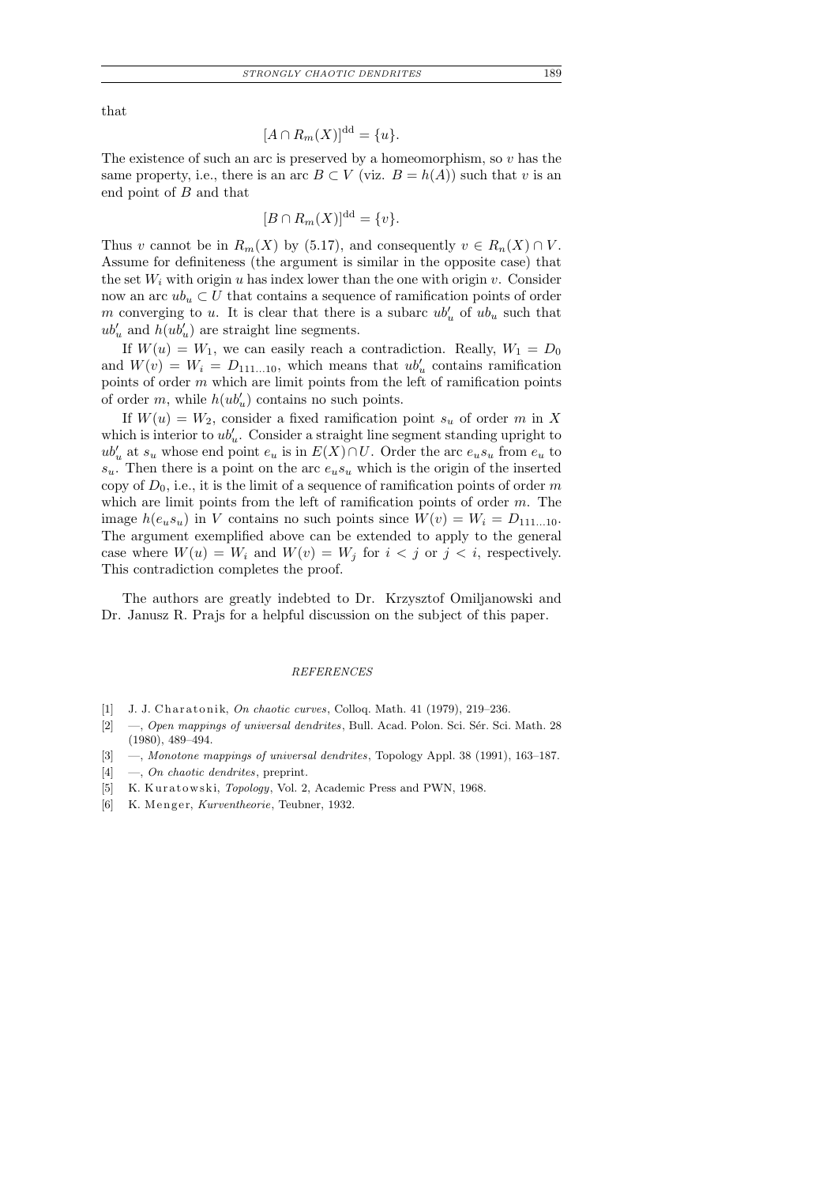that

$$[A \cap R_m(X)]^{\mathrm{dd}} = \{u\}.$$

The existence of such an arc is preserved by a homeomorphism, so $v$ has the same property, i.e., there is an arc $B \subset V$ (viz. $B = h(A)$) such that $v$ is an end point of $B$ and that

$$[B \cap R_m(X)]^{\mathrm{dd}} = \{v\}.$$

Thus $v$ cannot be in $R_m(X)$ by (5.17), and consequently $v \in R_n(X) \cap V$. Assume for definiteness (the argument is similar in the opposite case) that the set $W_i$ with origin $u$ has index lower than the one with origin $v$. Consider now an arc $ub_u \subset U$ that contains a sequence of ramification points of order $m$ converging to $u$. It is clear that there is a subarc $ub'_u$ of $ub_u$ such that $ub'_u$ and $h(ub'_u)$ are straight line segments.

If $W(u) = W_1$, we can easily reach a contradiction. Really, $W_1 = D_0$ and $W(v) = W_i = D_{111\ldots10}$, which means that $ub'_u$ contains ramification points of order $m$ which are limit points from the left of ramification points of order $m$, while $h(ub'_u)$ contains no such points.

If $W(u) = W_2$, consider a fixed ramification point $s_u$ of order $m$ in $X$ which is interior to $ub'_u$. Consider a straight line segment standing upright to $ub'_u$ at $s_u$ whose end point $e_u$ is in $E(X) \cap U$. Order the arc $e_u s_u$ from $e_u$ to $s_u$. Then there is a point on the arc $e_u s_u$ which is the origin of the inserted copy of $D_0$, i.e., it is the limit of a sequence of ramification points of order $m$ which are limit points from the left of ramification points of order $m$. The image $h(e_u s_u)$ in $V$ contains no such points since $W(v) = W_i = D_{111\ldots10}$. The argument exemplified above can be extended to apply to the general case where $W(u) = W_i$ and $W(v) = W_j$ for $i < j$ or $j < i$, respectively. This contradiction completes the proof.

The authors are greatly indebted to Dr. Krzysztof Omiljanowski and Dr. Janusz R. Prajs for a helpful discussion on the subject of this paper.

## REFERENCES

[1] J. J. Charatonik, *On chaotic curves*, Colloq. Math. 41 (1979), 219–236.

[2] —, *Open mappings of universal dendrites*, Bull. Acad. Polon. Sci. Sér. Sci. Math. 28 (1980), 489–494.

[3] —, *Monotone mappings of universal dendrites*, Topology Appl. 38 (1991), 163–187.

[4] —, *On chaotic dendrites*, preprint.

[5] K. Kuratowski, *Topology*, Vol. 2, Academic Press and PWN, 1968.

[6] K. Menger, *Kurventheorie*, Teubner, 1932.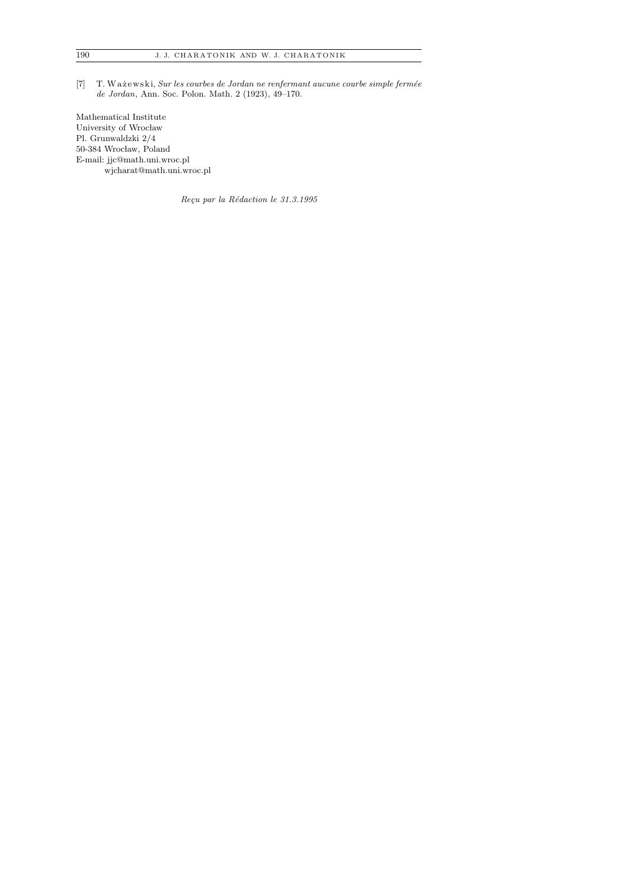[7] T. Ważewski, *Sur les courbes de Jordan ne renfermant aucune courbe simple fermée de Jordan*, Ann. Soc. Polon. Math. 2 (1923), 49–170.

Mathematical Institute
University of Wrocław
Pl. Grunwaldzki 2/4
50-384 Wrocław, Poland
E-mail: jjc@math.uni.wroc.pl
wjcharat@math.uni.wroc.pl

*Reçu par la Rédaction le 31.3.1995*